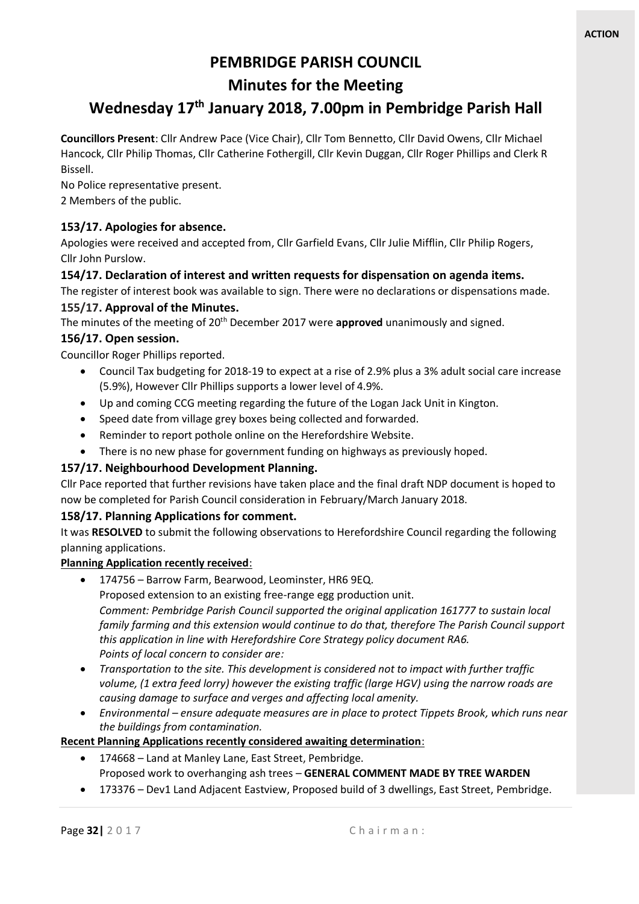**ACTION**

# PEMBRIDGE PARISH COUNCIL

## Minutes for the Meeting

## Wednesday 17th January 2018, 7.00pm in Pembridge Parish Hall

**Councillors Present**: Cllr Andrew Pace (Vice Chair), Cllr Tom Bennetto, Cllr David Owens, Cllr Michael Hancock, Cllr Philip Thomas, Cllr Catherine Fothergill, Cllr Kevin Duggan, Cllr Roger Phillips and Clerk R Bissell.

No Police representative present.

2 Members of the public.

### 153/17. Apologies for absence.

Apologies were received and accepted from, Cllr Garfield Evans, Cllr Julie Mifflin, Cllr Philip Rogers, Cllr John Purslow.

### 154/17. Declaration of interest and written requests for dispensation on agenda items.

The register of interest book was available to sign. There were no declarations or dispensations made.

### 155/17. Approval of the Minutes.

The minutes of the meeting of 20th December 2017 were **approved** unanimously and signed.

### 156/17. Open session.

Councillor Roger Phillips reported.

- Council Tax budgeting for 2018-19 to expect at a rise of 2.9% plus a 3% adult social care increase (5.9%), However Cllr Phillips supports a lower level of 4.9%.
- Up and coming CCG meeting regarding the future of the Logan Jack Unit in Kington.
- Speed date from village grey boxes being collected and forwarded.
- Reminder to report pothole online on the Herefordshire Website.
- There is no new phase for government funding on highways as previously hoped.

### 157/17. Neighbourhood Development Planning.

Cllr Pace reported that further revisions have taken place and the final draft NDP document is hoped to now be completed for Parish Council consideration in February/March January 2018.

### 158/17. Planning Applications for comment.

It was **RESOLVED** to submit the following observations to Herefordshire Council regarding the following planning applications.

**Planning Application recently received**:

- 174756 – Barrow Farm, Bearwood, Leominster, HR6 9EQ.
  Proposed extension to an existing free-range egg production unit.
  *Comment: Pembridge Parish Council supported the original application 161777 to sustain local family farming and this extension would continue to do that, therefore The Parish Council support this application in line with Herefordshire Core Strategy policy document RA6.*
  *Points of local concern to consider are:*
- *Transportation to the site. This development is considered not to impact with further traffic volume, (1 extra feed lorry) however the existing traffic (large HGV) using the narrow roads are causing damage to surface and verges and affecting local amenity.*
- *Environmental – ensure adequate measures are in place to protect Tippets Brook, which runs near the buildings from contamination.*

**Recent Planning Applications recently considered awaiting determination**:

- 174668 – Land at Manley Lane, East Street, Pembridge.
  Proposed work to overhanging ash trees – **GENERAL COMMENT MADE BY TREE WARDEN**
- 173376 – Dev1 Land Adjacent Eastview, Proposed build of 3 dwellings, East Street, Pembridge.

Chairman: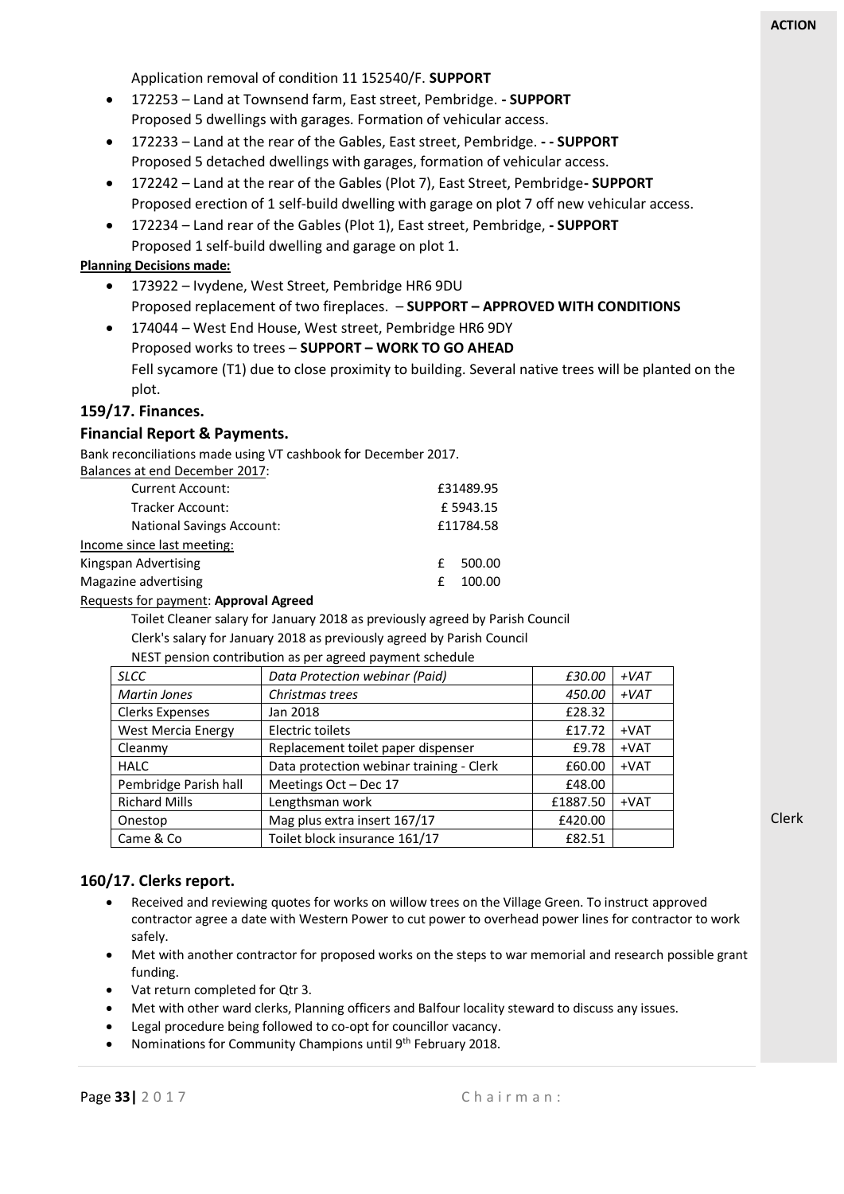**ACTION**

Application removal of condition 11 152540/F. **SUPPORT**

- 172253 – Land at Townsend farm, East street, Pembridge. **- SUPPORT**
  Proposed 5 dwellings with garages. Formation of vehicular access.
- 172233 – Land at the rear of the Gables, East street, Pembridge. **- - SUPPORT**
  Proposed 5 detached dwellings with garages, formation of vehicular access.
- 172242 – Land at the rear of the Gables (Plot 7), East Street, Pembridge**- SUPPORT**
  Proposed erection of 1 self-build dwelling with garage on plot 7 off new vehicular access.
- 172234 – Land rear of the Gables (Plot 1), East street, Pembridge, **- SUPPORT**
  Proposed 1 self-build dwelling and garage on plot 1.

**Planning Decisions made:**

- 173922 – Ivydene, West Street, Pembridge HR6 9DU
  Proposed replacement of two fireplaces. – **SUPPORT – APPROVED WITH CONDITIONS**
- 174044 – West End House, West street, Pembridge HR6 9DY
  Proposed works to trees – **SUPPORT – WORK TO GO AHEAD**
  Fell sycamore (T1) due to close proximity to building. Several native trees will be planted on the plot.

## 159/17. Finances.

### Financial Report & Payments.

Bank reconciliations made using VT cashbook for December 2017.

Balances at end December 2017:

| | |
|---|---|
| Current Account: | £31489.95 |
| Tracker Account: | £ 5943.15 |
| National Savings Account: | £11784.58 |

Income since last meeting:

| | |
|---|---|
| Kingspan Advertising | £ 500.00 |
| Magazine advertising | £ 100.00 |

Requests for payment: **Approval Agreed**

Toilet Cleaner salary for January 2018 as previously agreed by Parish Council

Clerk's salary for January 2018 as previously agreed by Parish Council

NEST pension contribution as per agreed payment schedule

| *SLCC* | *Data Protection webinar (Paid)* | *£30.00* | *+VAT* |
|---|---|---|---|
| *Martin Jones* | *Christmas trees* | *450.00* | *+VAT* |
| Clerks Expenses | Jan 2018 | £28.32 | |
| West Mercia Energy | Electric toilets | £17.72 | +VAT |
| Cleanmy | Replacement toilet paper dispenser | £9.78 | +VAT |
| HALC | Data protection webinar training - Clerk | £60.00 | +VAT |
| Pembridge Parish hall | Meetings Oct – Dec 17 | £48.00 | |
| Richard Mills | Lengthsman work | £1887.50 | +VAT |
| Onestop | Mag plus extra insert 167/17 | £420.00 | |
| Came & Co | Toilet block insurance 161/17 | £82.51 | |

Clerk

## 160/17. Clerks report.

- Received and reviewing quotes for works on willow trees on the Village Green. To instruct approved contractor agree a date with Western Power to cut power to overhead power lines for contractor to work safely.
- Met with another contractor for proposed works on the steps to war memorial and research possible grant funding.
- Vat return completed for Qtr 3.
- Met with other ward clerks, Planning officers and Balfour locality steward to discuss any issues.
- Legal procedure being followed to co-opt for councillor vacancy.
- Nominations for Community Champions until 9th February 2018.

Chairman: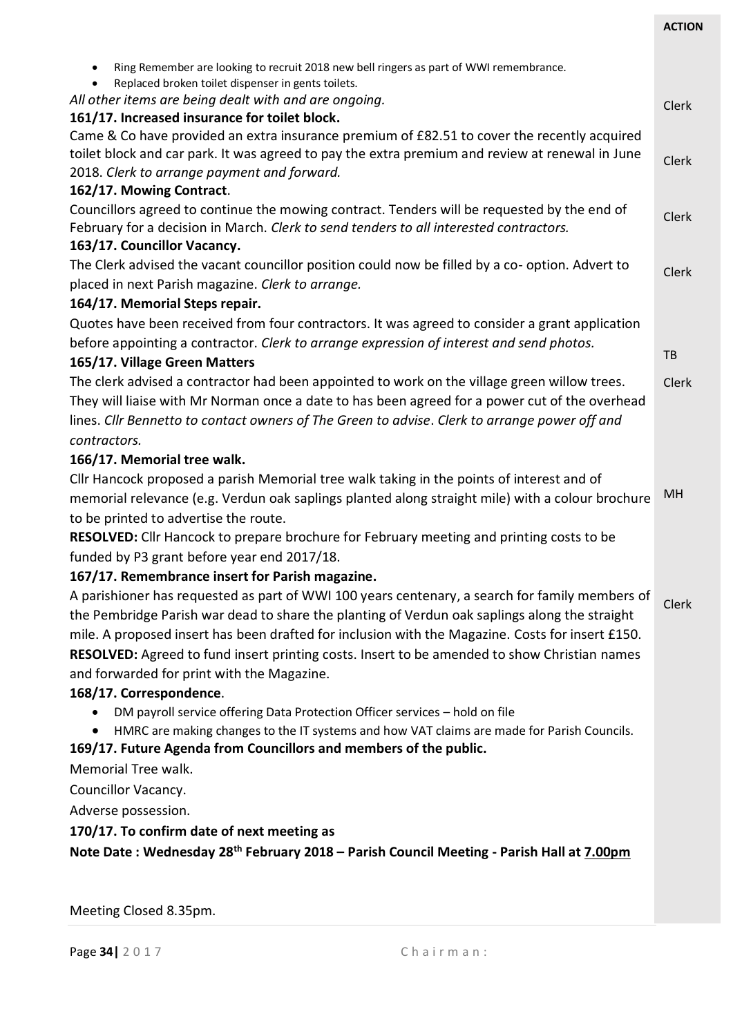**ACTION**

- Ring Remember are looking to recruit 2018 new bell ringers as part of WWI remembrance.
- Replaced broken toilet dispenser in gents toilets.

*All other items are being dealt with and are ongoing.* — Clerk

**161/17. Increased insurance for toilet block.**

Came & Co have provided an extra insurance premium of £82.51 to cover the recently acquired toilet block and car park. It was agreed to pay the extra premium and review at renewal in June 2018. *Clerk to arrange payment and forward.* — Clerk

**162/17. Mowing Contract**.

Councillors agreed to continue the mowing contract. Tenders will be requested by the end of February for a decision in March. *Clerk to send tenders to all interested contractors.* — Clerk

**163/17. Councillor Vacancy.**

The Clerk advised the vacant councillor position could now be filled by a co- option. Advert to placed in next Parish magazine. *Clerk to arrange.* — Clerk

**164/17. Memorial Steps repair.**

Quotes have been received from four contractors. It was agreed to consider a grant application before appointing a contractor. *Clerk to arrange expression of interest and send photos.*

**165/17. Village Green Matters** — TB

The clerk advised a contractor had been appointed to work on the village green willow trees. They will liaise with Mr Norman once a date to has been agreed for a power cut of the overhead lines. *Cllr Bennetto to contact owners of The Green to advise*. *Clerk to arrange power off and contractors.* — Clerk

**166/17. Memorial tree walk.**

Cllr Hancock proposed a parish Memorial tree walk taking in the points of interest and of memorial relevance (e.g. Verdun oak saplings planted along straight mile) with a colour brochure to be printed to advertise the route. — MH

**RESOLVED:** Cllr Hancock to prepare brochure for February meeting and printing costs to be funded by P3 grant before year end 2017/18.

**167/17. Remembrance insert for Parish magazine.**

A parishioner has requested as part of WWI 100 years centenary, a search for family members of the Pembridge Parish war dead to share the planting of Verdun oak saplings along the straight mile. A proposed insert has been drafted for inclusion with the Magazine. Costs for insert £150. — Clerk

**RESOLVED:** Agreed to fund insert printing costs. Insert to be amended to show Christian names and forwarded for print with the Magazine.

**168/17. Correspondence**.

- DM payroll service offering Data Protection Officer services – hold on file
- HMRC are making changes to the IT systems and how VAT claims are made for Parish Councils.

**169/17. Future Agenda from Councillors and members of the public.**

Memorial Tree walk.

Councillor Vacancy.

Adverse possession.

**170/17. To confirm date of next meeting as**

**Note Date : Wednesday 28th February 2018 – Parish Council Meeting - Parish Hall at 7.00pm**

Meeting Closed 8.35pm.

Chairman: